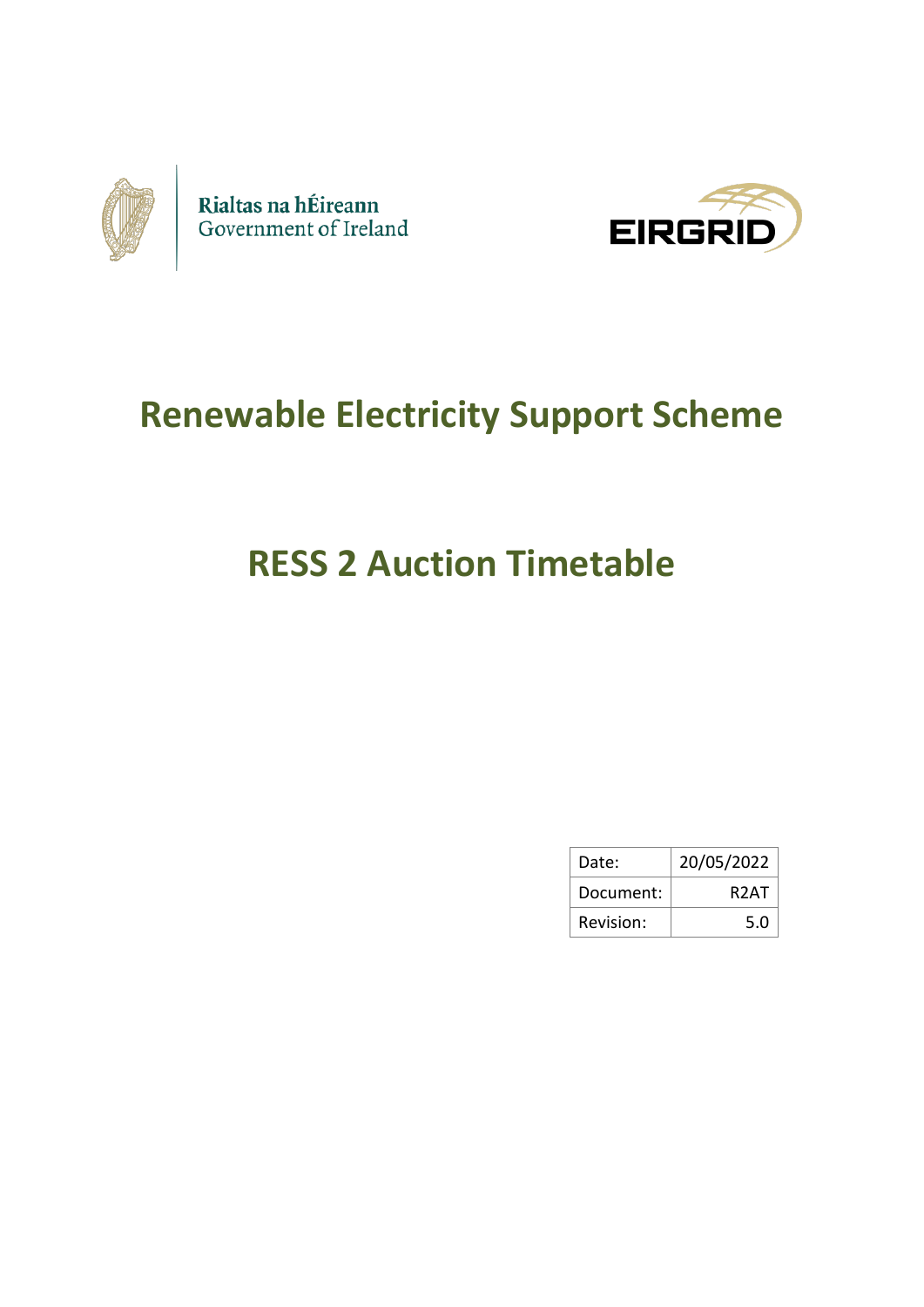Rialtas na hÉireann
Government of Ireland

EIRGRID

# Renewable Electricity Support Scheme

# RESS 2 Auction Timetable

| Date: | 20/05/2022 |
|---|---|
| Document: | R2AT |
| Revision: | 5.0 |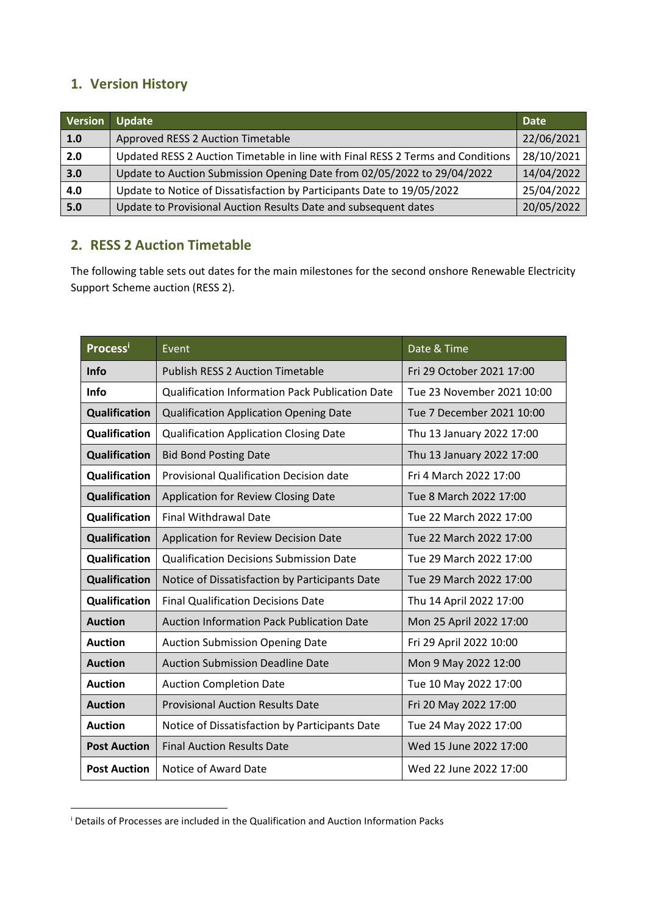## 1. Version History

| Version | Update | Date |
|---|---|---|
| **1.0** | Approved RESS 2 Auction Timetable | 22/06/2021 |
| **2.0** | Updated RESS 2 Auction Timetable in line with Final RESS 2 Terms and Conditions | 28/10/2021 |
| **3.0** | Update to Auction Submission Opening Date from 02/05/2022 to 29/04/2022 | 14/04/2022 |
| **4.0** | Update to Notice of Dissatisfaction by Participants Date to 19/05/2022 | 25/04/2022 |
| **5.0** | Update to Provisional Auction Results Date and subsequent dates | 20/05/2022 |

## 2. RESS 2 Auction Timetable

The following table sets out dates for the main milestones for the second onshore Renewable Electricity Support Scheme auction (RESS 2).

| Process[i] | Event | Date & Time |
|---|---|---|
| **Info** | Publish RESS 2 Auction Timetable | Fri 29 October 2021 17:00 |
| **Info** | Qualification Information Pack Publication Date | Tue 23 November 2021 10:00 |
| **Qualification** | Qualification Application Opening Date | Tue 7 December 2021 10:00 |
| **Qualification** | Qualification Application Closing Date | Thu 13 January 2022 17:00 |
| **Qualification** | Bid Bond Posting Date | Thu 13 January 2022 17:00 |
| **Qualification** | Provisional Qualification Decision date | Fri 4 March 2022 17:00 |
| **Qualification** | Application for Review Closing Date | Tue 8 March 2022 17:00 |
| **Qualification** | Final Withdrawal Date | Tue 22 March 2022 17:00 |
| **Qualification** | Application for Review Decision Date | Tue 22 March 2022 17:00 |
| **Qualification** | Qualification Decisions Submission Date | Tue 29 March 2022 17:00 |
| **Qualification** | Notice of Dissatisfaction by Participants Date | Tue 29 March 2022 17:00 |
| **Qualification** | Final Qualification Decisions Date | Thu 14 April 2022 17:00 |
| **Auction** | Auction Information Pack Publication Date | Mon 25 April 2022 17:00 |
| **Auction** | Auction Submission Opening Date | Fri 29 April 2022 10:00 |
| **Auction** | Auction Submission Deadline Date | Mon 9 May 2022 12:00 |
| **Auction** | Auction Completion Date | Tue 10 May 2022 17:00 |
| **Auction** | Provisional Auction Results Date | Fri 20 May 2022 17:00 |
| **Auction** | Notice of Dissatisfaction by Participants Date | Tue 24 May 2022 17:00 |
| **Post Auction** | Final Auction Results Date | Wed 15 June 2022 17:00 |
| **Post Auction** | Notice of Award Date | Wed 22 June 2022 17:00 |

[i] Details of Processes are included in the Qualification and Auction Information Packs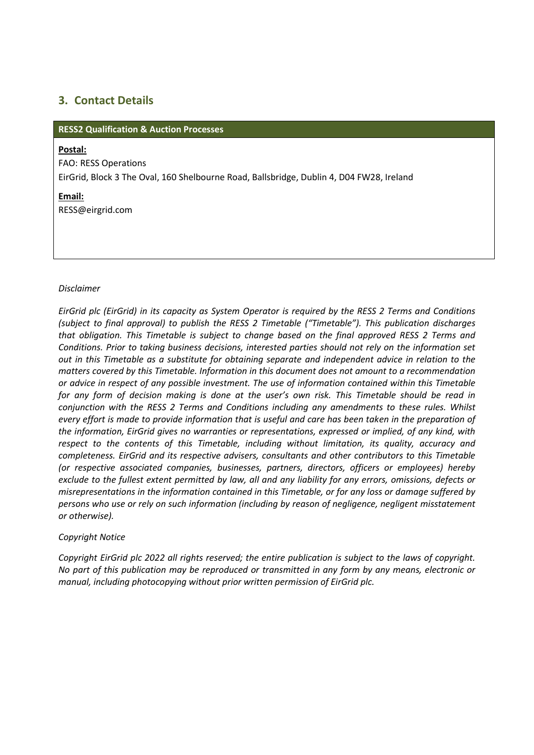## 3. Contact Details

| RESS2 Qualification & Auction Processes |
| --- |
| **Postal:**<br>FAO: RESS Operations<br>EirGrid, Block 3 The Oval, 160 Shelbourne Road, Ballsbridge, Dublin 4, D04 FW28, Ireland<br><br>**Email:**<br>RESS@eirgrid.com |

*Disclaimer*

*EirGrid plc (EirGrid) in its capacity as System Operator is required by the RESS 2 Terms and Conditions (subject to final approval) to publish the RESS 2 Timetable ("Timetable"). This publication discharges that obligation. This Timetable is subject to change based on the final approved RESS 2 Terms and Conditions. Prior to taking business decisions, interested parties should not rely on the information set out in this Timetable as a substitute for obtaining separate and independent advice in relation to the matters covered by this Timetable. Information in this document does not amount to a recommendation or advice in respect of any possible investment. The use of information contained within this Timetable for any form of decision making is done at the user's own risk. This Timetable should be read in conjunction with the RESS 2 Terms and Conditions including any amendments to these rules. Whilst every effort is made to provide information that is useful and care has been taken in the preparation of the information, EirGrid gives no warranties or representations, expressed or implied, of any kind, with respect to the contents of this Timetable, including without limitation, its quality, accuracy and completeness. EirGrid and its respective advisers, consultants and other contributors to this Timetable (or respective associated companies, businesses, partners, directors, officers or employees) hereby exclude to the fullest extent permitted by law, all and any liability for any errors, omissions, defects or misrepresentations in the information contained in this Timetable, or for any loss or damage suffered by persons who use or rely on such information (including by reason of negligence, negligent misstatement or otherwise).*

*Copyright Notice*

*Copyright EirGrid plc 2022 all rights reserved; the entire publication is subject to the laws of copyright. No part of this publication may be reproduced or transmitted in any form by any means, electronic or manual, including photocopying without prior written permission of EirGrid plc.*